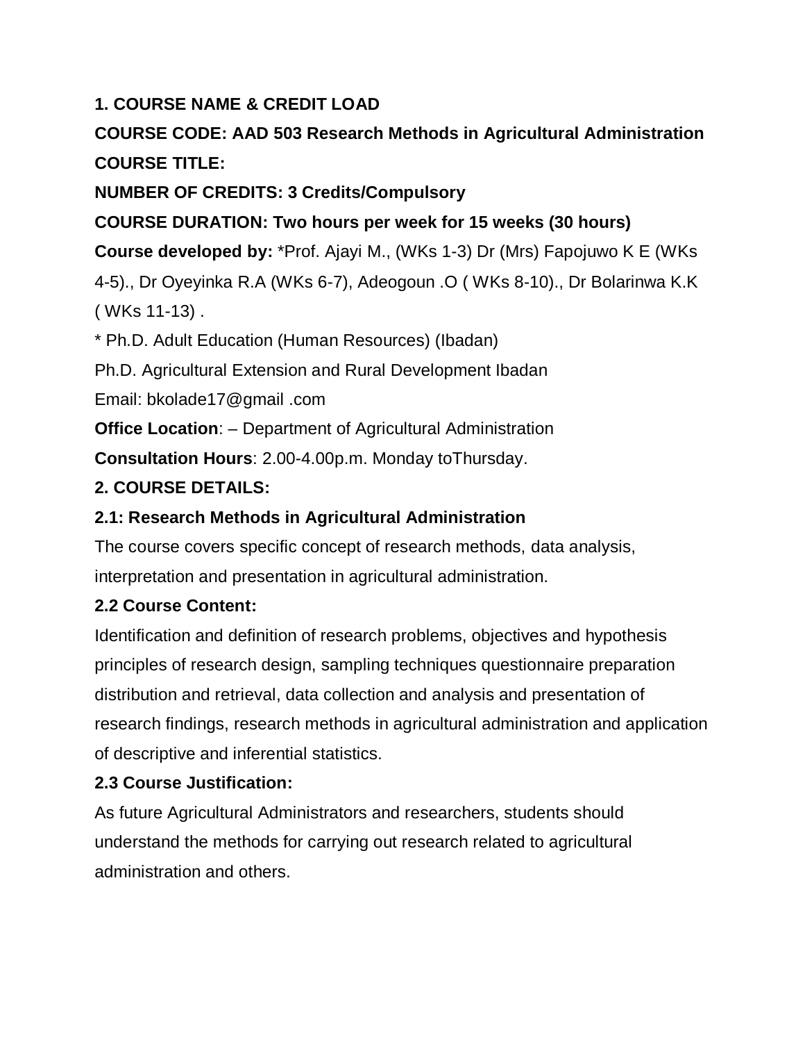**1. COURSE NAME & CREDIT LOAD**

**COURSE CODE: AAD 503 Research Methods in Agricultural Administration**

**COURSE TITLE:**

**NUMBER OF CREDITS: 3 Credits/Compulsory**

**COURSE DURATION: Two hours per week for 15 weeks (30 hours)**

**Course developed by:** *Prof. Ajayi M., (WKs 1-3) Dr (Mrs) Fapojuwo K E (WKs 4-5)., Dr Oyeyinka R.A (WKs 6-7), Adeogoun .O ( WKs 8-10)., Dr Bolarinwa K.K ( WKs 11-13) .

* Ph.D. Adult Education (Human Resources) (Ibadan)

Ph.D. Agricultural Extension and Rural Development Ibadan

Email: bkolade17@gmail .com

**Office Location**: – Department of Agricultural Administration

**Consultation Hours**: 2.00-4.00p.m. Monday toThursday.

## 2. COURSE DETAILS:

### 2.1: Research Methods in Agricultural Administration

The course covers specific concept of research methods, data analysis, interpretation and presentation in agricultural administration.

### 2.2 Course Content:

Identification and definition of research problems, objectives and hypothesis principles of research design, sampling techniques questionnaire preparation distribution and retrieval, data collection and analysis and presentation of research findings, research methods in agricultural administration and application of descriptive and inferential statistics.

### 2.3 Course Justification:

As future Agricultural Administrators and researchers, students should understand the methods for carrying out research related to agricultural administration and others.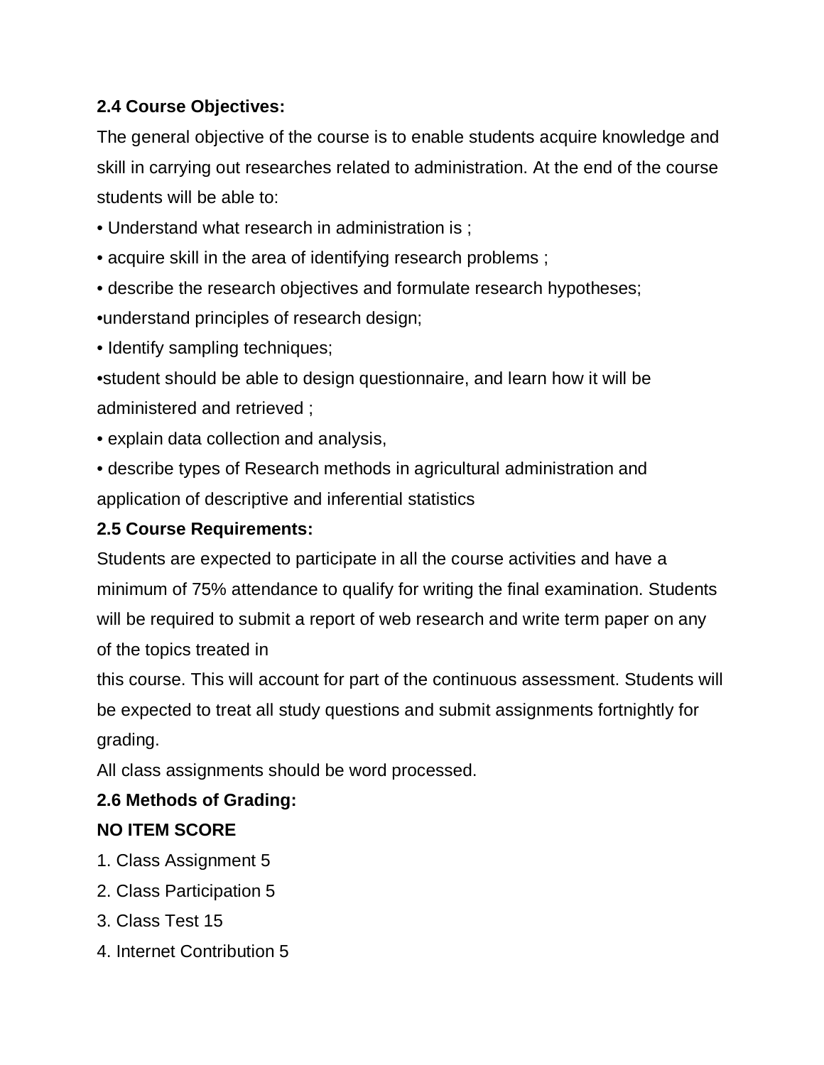### 2.4 Course Objectives:

The general objective of the course is to enable students acquire knowledge and skill in carrying out researches related to administration. At the end of the course students will be able to:

- Understand what research in administration is ;
- acquire skill in the area of identifying research problems ;
- describe the research objectives and formulate research hypotheses;
- understand principles of research design;
- Identify sampling techniques;
- student should be able to design questionnaire, and learn how it will be administered and retrieved ;
- explain data collection and analysis,
- describe types of Research methods in agricultural administration and application of descriptive and inferential statistics

### 2.5 Course Requirements:

Students are expected to participate in all the course activities and have a minimum of 75% attendance to qualify for writing the final examination. Students will be required to submit a report of web research and write term paper on any of the topics treated in this course. This will account for part of the continuous assessment. Students will be expected to treat all study questions and submit assignments fortnightly for grading.

All class assignments should be word processed.

### 2.6 Methods of Grading:

| NO | ITEM | SCORE |
|---|---|---|
| 1. | Class Assignment | 5 |
| 2. | Class Participation | 5 |
| 3. | Class Test | 15 |
| 4. | Internet Contribution | 5 |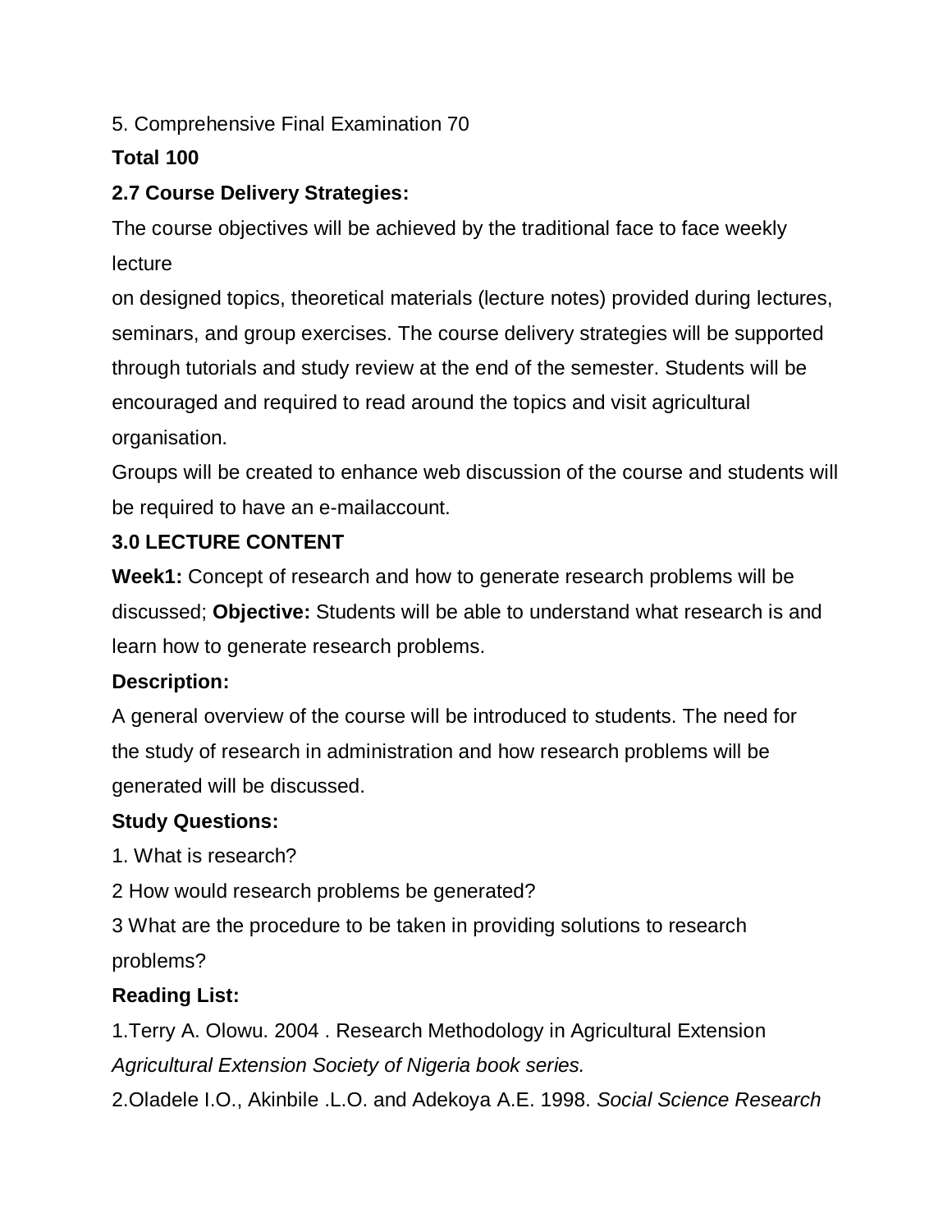5. Comprehensive Final Examination 70

**Total 100**

**2.7 Course Delivery Strategies:**

The course objectives will be achieved by the traditional face to face weekly lecture on designed topics, theoretical materials (lecture notes) provided during lectures, seminars, and group exercises. The course delivery strategies will be supported through tutorials and study review at the end of the semester. Students will be encouraged and required to read around the topics and visit agricultural organisation.

Groups will be created to enhance web discussion of the course and students will be required to have an e-mailaccount.

**3.0 LECTURE CONTENT**

**Week1:** Concept of research and how to generate research problems will be discussed; **Objective:** Students will be able to understand what research is and learn how to generate research problems.

**Description:**

A general overview of the course will be introduced to students. The need for the study of research in administration and how research problems will be generated will be discussed.

**Study Questions:**

1. What is research?

2 How would research problems be generated?

3 What are the procedure to be taken in providing solutions to research problems?

**Reading List:**

1.Terry A. Olowu. 2004 . Research Methodology in Agricultural Extension *Agricultural Extension Society of Nigeria book series.*

2.Oladele I.O., Akinbile .L.O. and Adekoya A.E. 1998. *Social Science Research*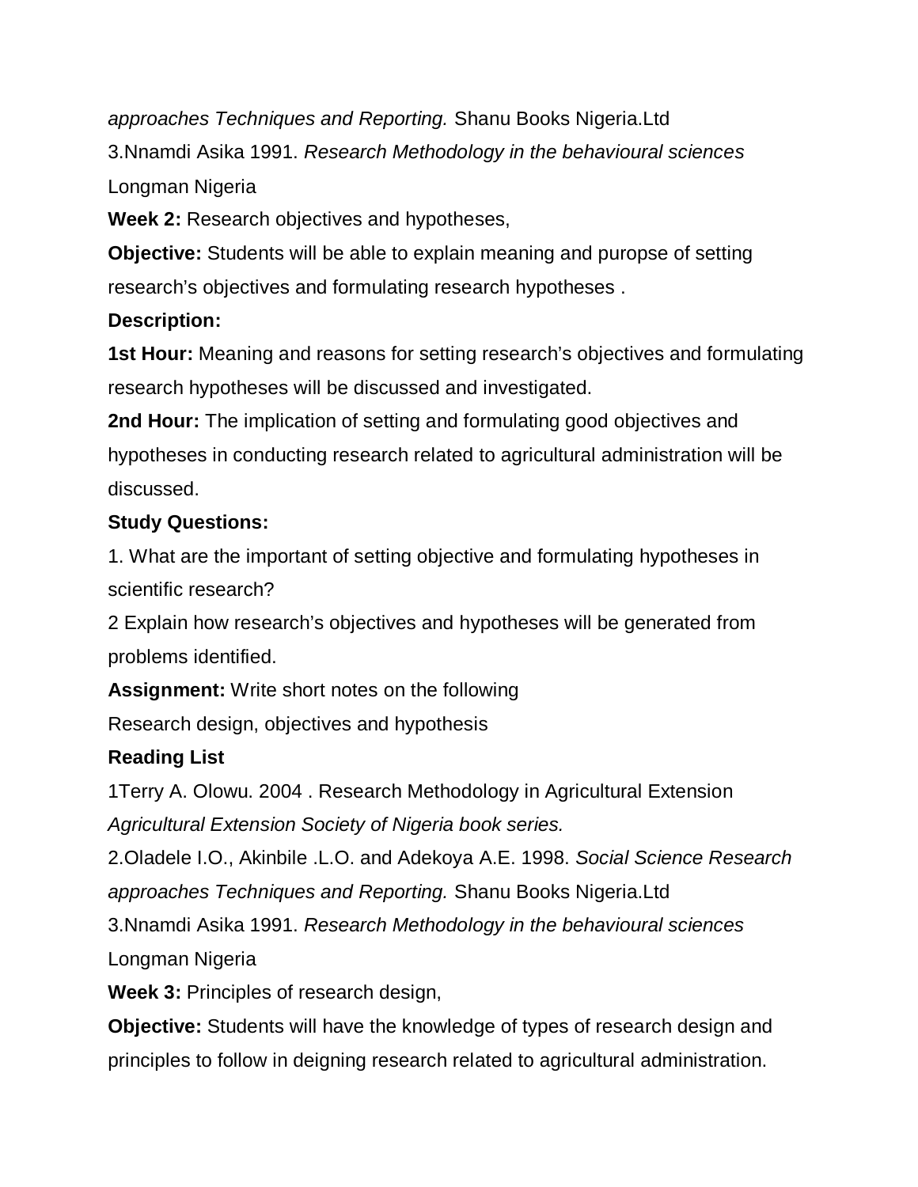*approaches Techniques and Reporting.* Shanu Books Nigeria.Ltd

3.Nnamdi Asika 1991. *Research Methodology in the behavioural sciences* Longman Nigeria

**Week 2:** Research objectives and hypotheses,

**Objective:** Students will be able to explain meaning and puropse of setting research's objectives and formulating research hypotheses .

**Description:**

**1st Hour:** Meaning and reasons for setting research's objectives and formulating research hypotheses will be discussed and investigated.

**2nd Hour:** The implication of setting and formulating good objectives and hypotheses in conducting research related to agricultural administration will be discussed.

**Study Questions:**

1. What are the important of setting objective and formulating hypotheses in scientific research?

2 Explain how research's objectives and hypotheses will be generated from problems identified.

**Assignment:** Write short notes on the following

Research design, objectives and hypothesis

**Reading List**

1Terry A. Olowu. 2004 . Research Methodology in Agricultural Extension *Agricultural Extension Society of Nigeria book series.*

2.Oladele I.O., Akinbile .L.O. and Adekoya A.E. 1998. *Social Science Research approaches Techniques and Reporting.* Shanu Books Nigeria.Ltd

3.Nnamdi Asika 1991. *Research Methodology in the behavioural sciences* Longman Nigeria

**Week 3:** Principles of research design,

**Objective:** Students will have the knowledge of types of research design and principles to follow in deigning research related to agricultural administration.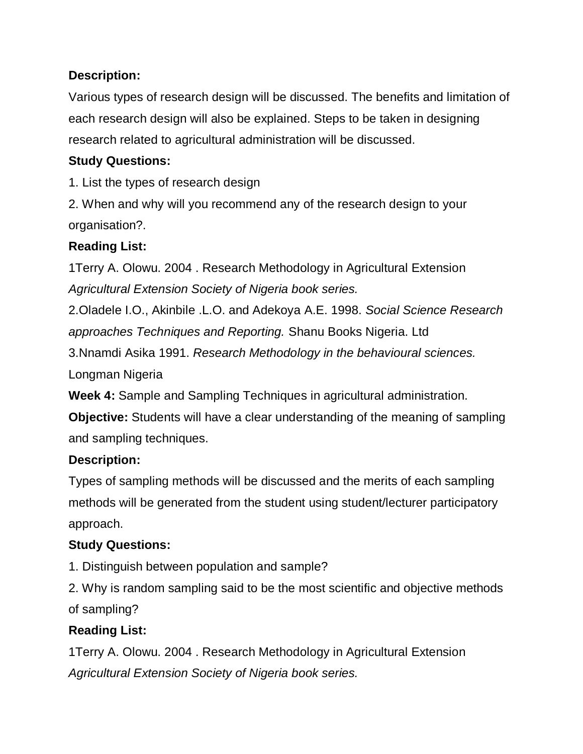**Description:**

Various types of research design will be discussed. The benefits and limitation of each research design will also be explained. Steps to be taken in designing research related to agricultural administration will be discussed.

**Study Questions:**

1. List the types of research design
2. When and why will you recommend any of the research design to your organisation?.

**Reading List:**

1Terry A. Olowu. 2004 . Research Methodology in Agricultural Extension *Agricultural Extension Society of Nigeria book series.*

2.Oladele I.O., Akinbile .L.O. and Adekoya A.E. 1998. *Social Science Research approaches Techniques and Reporting.* Shanu Books Nigeria. Ltd

3.Nnamdi Asika 1991. *Research Methodology in the behavioural sciences.* Longman Nigeria

**Week 4:** Sample and Sampling Techniques in agricultural administration.

**Objective:** Students will have a clear understanding of the meaning of sampling and sampling techniques.

**Description:**

Types of sampling methods will be discussed and the merits of each sampling methods will be generated from the student using student/lecturer participatory approach.

**Study Questions:**

1. Distinguish between population and sample?
2. Why is random sampling said to be the most scientific and objective methods of sampling?

**Reading List:**

1Terry A. Olowu. 2004 . Research Methodology in Agricultural Extension *Agricultural Extension Society of Nigeria book series.*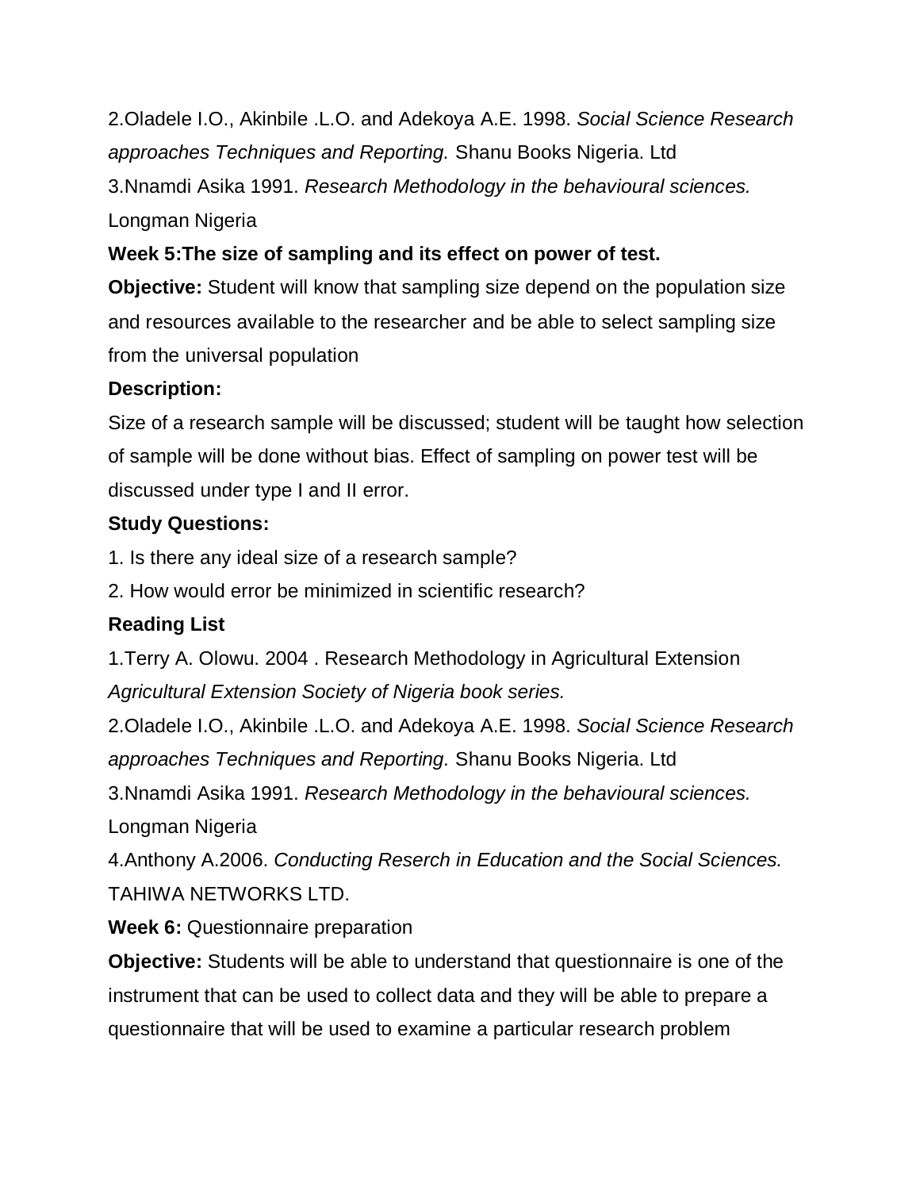2.Oladele I.O., Akinbile .L.O. and Adekoya A.E. 1998. *Social Science Research approaches Techniques and Reporting.* Shanu Books Nigeria. Ltd

3.Nnamdi Asika 1991. *Research Methodology in the behavioural sciences.* Longman Nigeria

**Week 5:The size of sampling and its effect on power of test.**

**Objective:** Student will know that sampling size depend on the population size and resources available to the researcher and be able to select sampling size from the universal population

**Description:**

Size of a research sample will be discussed; student will be taught how selection of sample will be done without bias. Effect of sampling on power test will be discussed under type I and II error.

**Study Questions:**

1. Is there any ideal size of a research sample?
2. How would error be minimized in scientific research?

**Reading List**

1.Terry A. Olowu. 2004 . Research Methodology in Agricultural Extension *Agricultural Extension Society of Nigeria book series.*

2.Oladele I.O., Akinbile .L.O. and Adekoya A.E. 1998. *Social Science Research approaches Techniques and Reporting.* Shanu Books Nigeria. Ltd

3.Nnamdi Asika 1991. *Research Methodology in the behavioural sciences.* Longman Nigeria

4.Anthony A.2006. *Conducting Reserch in Education and the Social Sciences.* TAHIWA NETWORKS LTD.

**Week 6:** Questionnaire preparation

**Objective:** Students will be able to understand that questionnaire is one of the instrument that can be used to collect data and they will be able to prepare a questionnaire that will be used to examine a particular research problem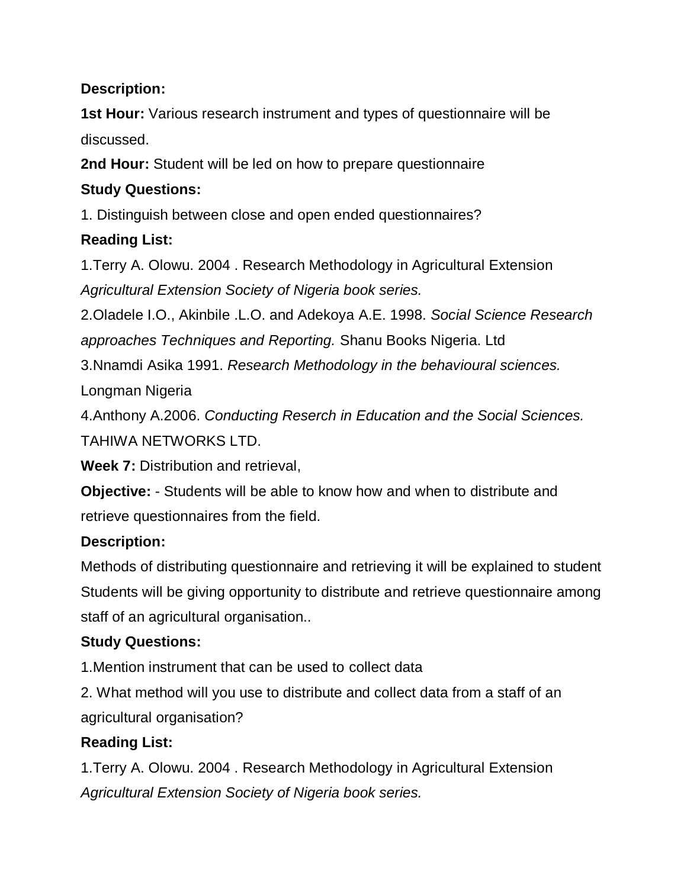**Description:**

**1st Hour:** Various research instrument and types of questionnaire will be discussed.

**2nd Hour:** Student will be led on how to prepare questionnaire

**Study Questions:**

1. Distinguish between close and open ended questionnaires?

**Reading List:**

1.Terry A. Olowu. 2004 . Research Methodology in Agricultural Extension *Agricultural Extension Society of Nigeria book series.*

2.Oladele I.O., Akinbile .L.O. and Adekoya A.E. 1998. *Social Science Research approaches Techniques and Reporting.* Shanu Books Nigeria. Ltd

3.Nnamdi Asika 1991. *Research Methodology in the behavioural sciences.* Longman Nigeria

4.Anthony A.2006. *Conducting Reserch in Education and the Social Sciences.* TAHIWA NETWORKS LTD.

**Week 7:** Distribution and retrieval,

**Objective:** - Students will be able to know how and when to distribute and retrieve questionnaires from the field.

**Description:**

Methods of distributing questionnaire and retrieving it will be explained to student Students will be giving opportunity to distribute and retrieve questionnaire among staff of an agricultural organisation..

**Study Questions:**

1.Mention instrument that can be used to collect data

2. What method will you use to distribute and collect data from a staff of an agricultural organisation?

**Reading List:**

1.Terry A. Olowu. 2004 . Research Methodology in Agricultural Extension *Agricultural Extension Society of Nigeria book series.*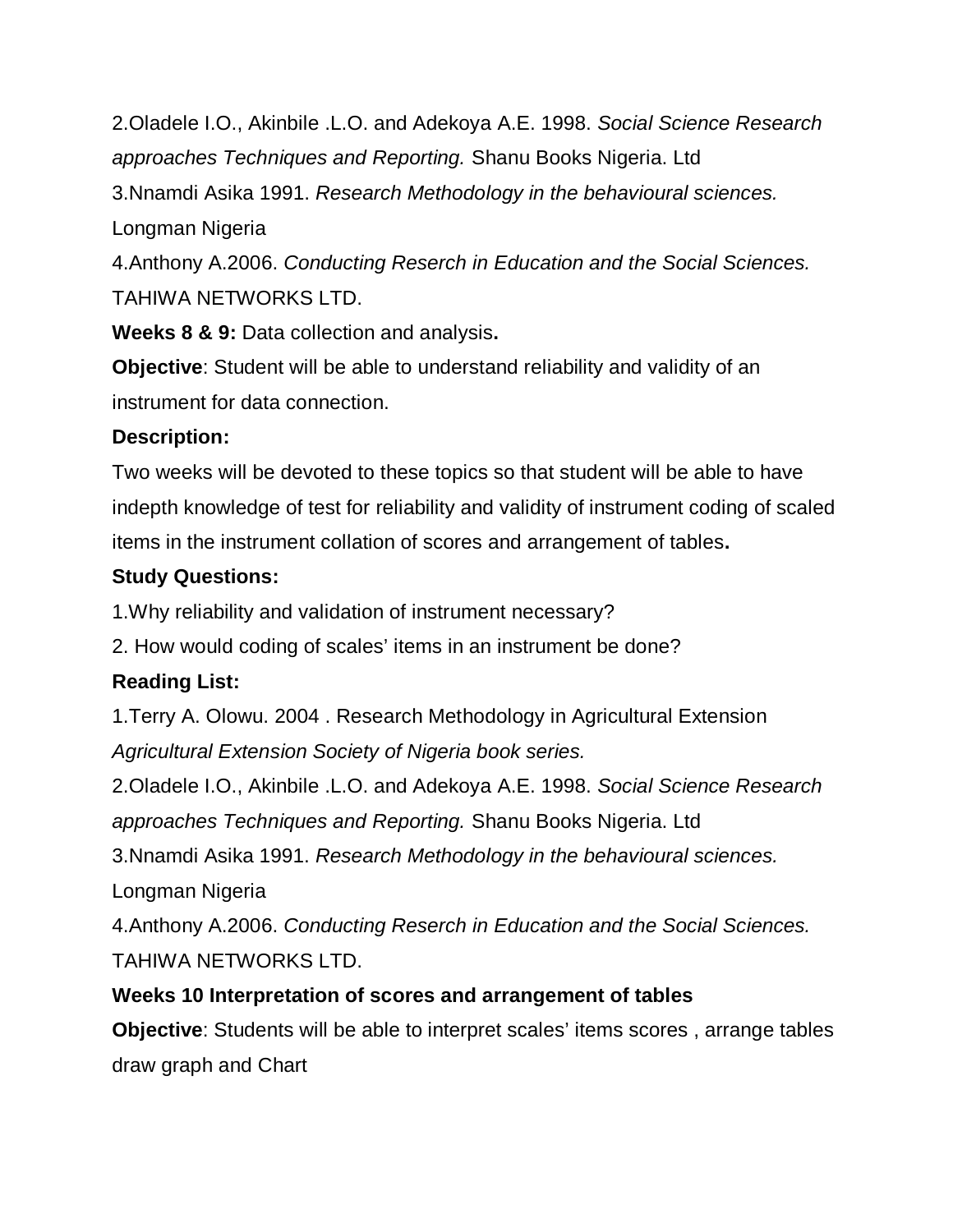2.Oladele I.O., Akinbile .L.O. and Adekoya A.E. 1998. *Social Science Research approaches Techniques and Reporting.* Shanu Books Nigeria. Ltd

3.Nnamdi Asika 1991. *Research Methodology in the behavioural sciences.* Longman Nigeria

4.Anthony A.2006. *Conducting Reserch in Education and the Social Sciences.* TAHIWA NETWORKS LTD.

**Weeks 8 & 9:** Data collection and analysis**.**

**Objective**: Student will be able to understand reliability and validity of an instrument for data connection.

**Description:**

Two weeks will be devoted to these topics so that student will be able to have indepth knowledge of test for reliability and validity of instrument coding of scaled items in the instrument collation of scores and arrangement of tables**.**

**Study Questions:**

1.Why reliability and validation of instrument necessary?

2. How would coding of scales' items in an instrument be done?

**Reading List:**

1.Terry A. Olowu. 2004 . Research Methodology in Agricultural Extension *Agricultural Extension Society of Nigeria book series.*

2.Oladele I.O., Akinbile .L.O. and Adekoya A.E. 1998. *Social Science Research approaches Techniques and Reporting.* Shanu Books Nigeria. Ltd

3.Nnamdi Asika 1991. *Research Methodology in the behavioural sciences.* Longman Nigeria

4.Anthony A.2006. *Conducting Reserch in Education and the Social Sciences.* TAHIWA NETWORKS LTD.

**Weeks 10 Interpretation of scores and arrangement of tables**

**Objective**: Students will be able to interpret scales' items scores , arrange tables draw graph and Chart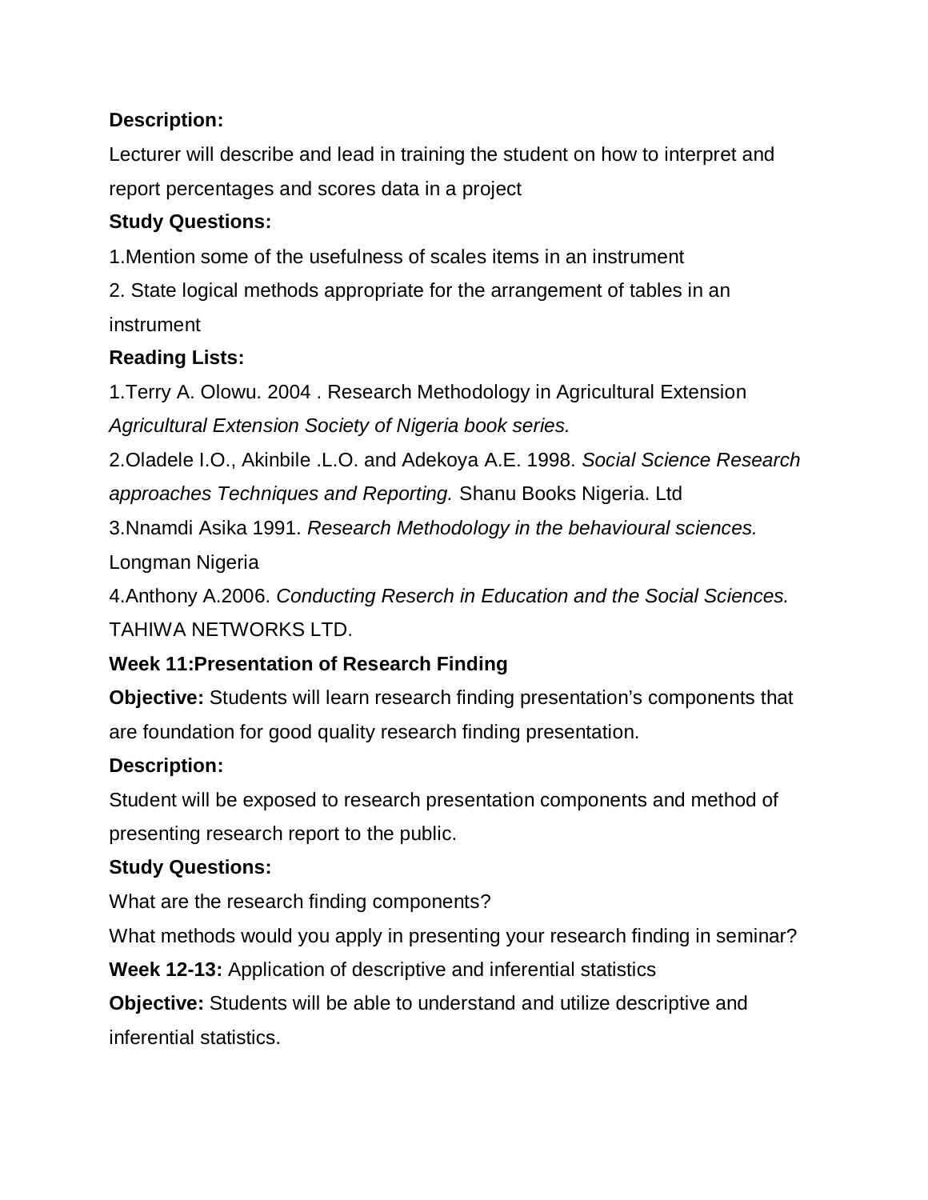**Description:**

Lecturer will describe and lead in training the student on how to interpret and report percentages and scores data in a project

**Study Questions:**

1.Mention some of the usefulness of scales items in an instrument

2. State logical methods appropriate for the arrangement of tables in an instrument

**Reading Lists:**

1.Terry A. Olowu. 2004 . Research Methodology in Agricultural Extension *Agricultural Extension Society of Nigeria book series.*

2.Oladele I.O., Akinbile .L.O. and Adekoya A.E. 1998. *Social Science Research approaches Techniques and Reporting.* Shanu Books Nigeria. Ltd

3.Nnamdi Asika 1991. *Research Methodology in the behavioural sciences.* Longman Nigeria

4.Anthony A.2006. *Conducting Reserch in Education and the Social Sciences.* TAHIWA NETWORKS LTD.

**Week 11:Presentation of Research Finding**

**Objective:** Students will learn research finding presentation's components that are foundation for good quality research finding presentation.

**Description:**

Student will be exposed to research presentation components and method of presenting research report to the public.

**Study Questions:**

What are the research finding components?

What methods would you apply in presenting your research finding in seminar?

**Week 12-13:** Application of descriptive and inferential statistics

**Objective:** Students will be able to understand and utilize descriptive and inferential statistics.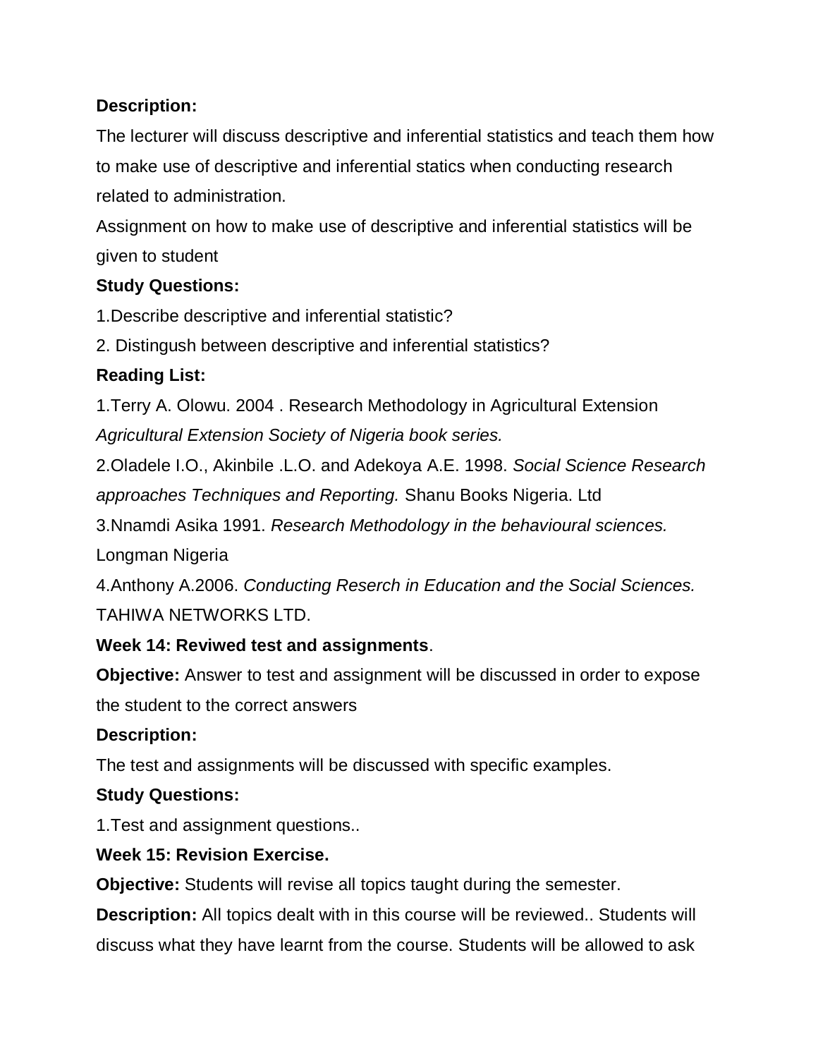**Description:**

The lecturer will discuss descriptive and inferential statistics and teach them how to make use of descriptive and inferential statics when conducting research related to administration.

Assignment on how to make use of descriptive and inferential statistics will be given to student

**Study Questions:**

1.Describe descriptive and inferential statistic?

2. Distingush between descriptive and inferential statistics?

**Reading List:**

1.Terry A. Olowu. 2004 . Research Methodology in Agricultural Extension *Agricultural Extension Society of Nigeria book series.*

2.Oladele I.O., Akinbile .L.O. and Adekoya A.E. 1998. *Social Science Research approaches Techniques and Reporting.* Shanu Books Nigeria. Ltd

3.Nnamdi Asika 1991. *Research Methodology in the behavioural sciences.* Longman Nigeria

4.Anthony A.2006. *Conducting Reserch in Education and the Social Sciences.* TAHIWA NETWORKS LTD.

**Week 14: Reviwed test and assignments**.

**Objective:** Answer to test and assignment will be discussed in order to expose the student to the correct answers

**Description:**

The test and assignments will be discussed with specific examples.

**Study Questions:**

1.Test and assignment questions..

**Week 15: Revision Exercise.**

**Objective:** Students will revise all topics taught during the semester.

**Description:** All topics dealt with in this course will be reviewed.. Students will discuss what they have learnt from the course. Students will be allowed to ask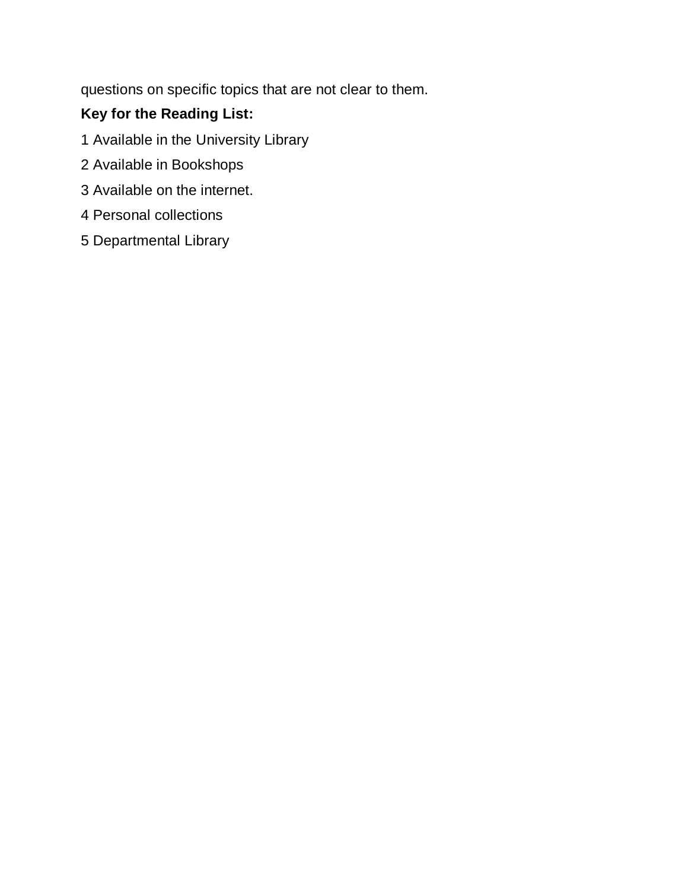questions on specific topics that are not clear to them.

**Key for the Reading List:**

1 Available in the University Library

2 Available in Bookshops

3 Available on the internet.

4 Personal collections

5 Departmental Library